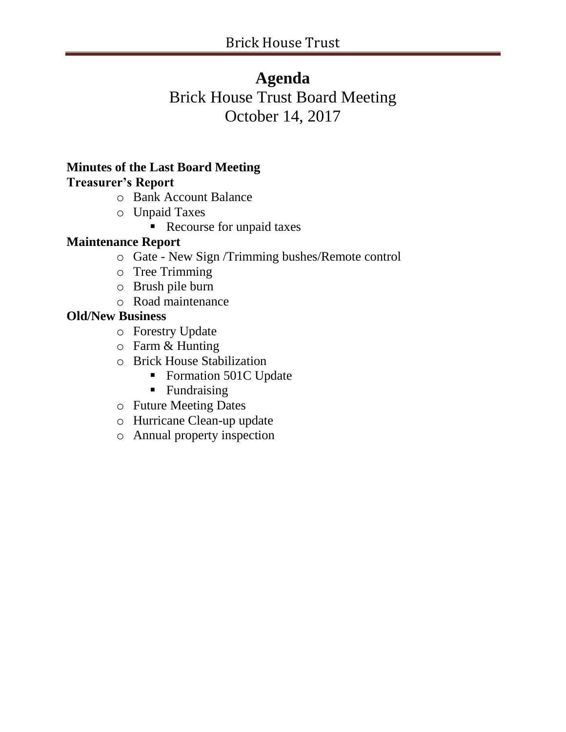# Agenda

Brick House Trust Board Meeting

October 14, 2017

**Minutes of the Last Board Meeting**

**Treasurer's Report**

- Bank Account Balance
- Unpaid Taxes
  - Recourse for unpaid taxes

**Maintenance Report**

- Gate - New Sign /Trimming bushes/Remote control
- Tree Trimming
- Brush pile burn
- Road maintenance

**Old/New Business**

- Forestry Update
- Farm & Hunting
- Brick House Stabilization
  - Formation 501C Update
  - Fundraising
- Future Meeting Dates
- Hurricane Clean-up update
- Annual property inspection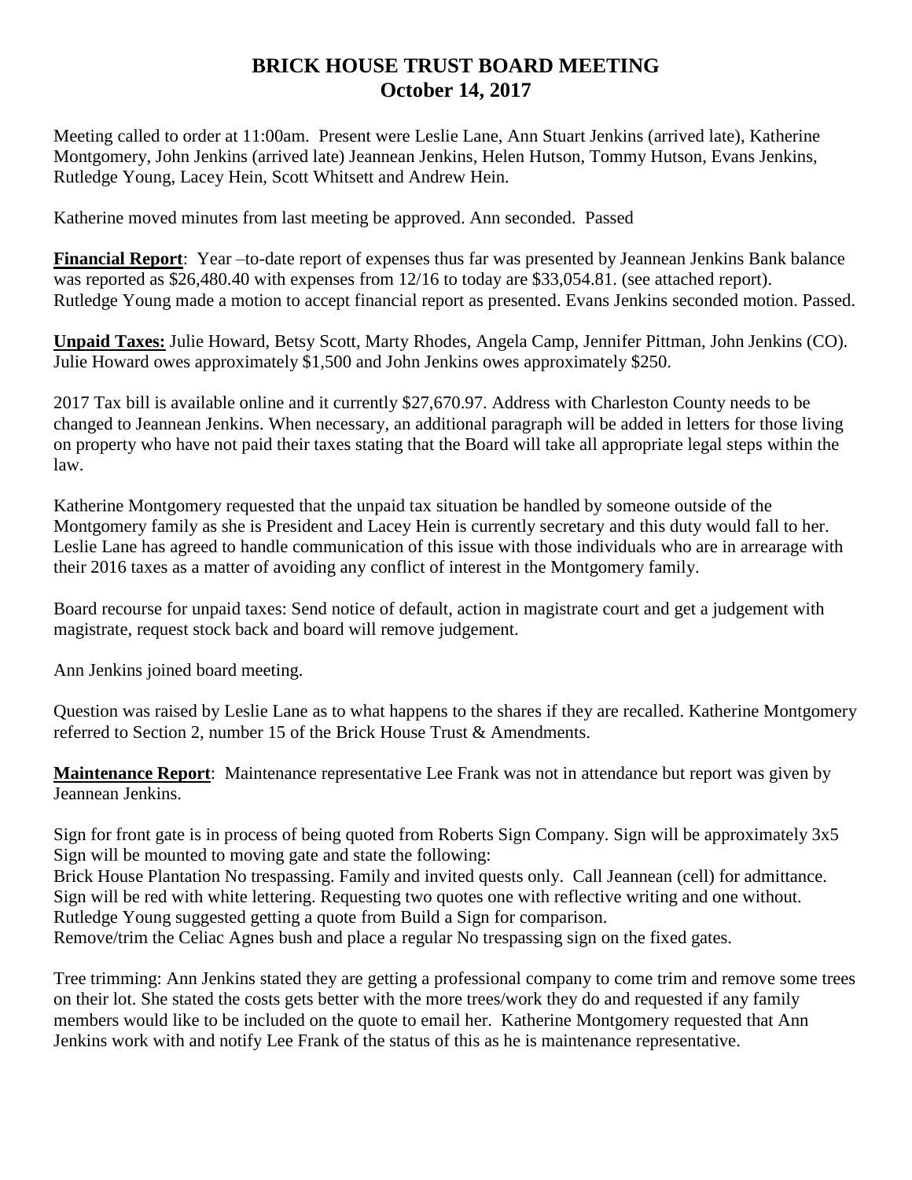# BRICK HOUSE TRUST BOARD MEETING
## October 14, 2017

Meeting called to order at 11:00am. Present were Leslie Lane, Ann Stuart Jenkins (arrived late), Katherine Montgomery, John Jenkins (arrived late) Jeannean Jenkins, Helen Hutson, Tommy Hutson, Evans Jenkins, Rutledge Young, Lacey Hein, Scott Whitsett and Andrew Hein.

Katherine moved minutes from last meeting be approved. Ann seconded. Passed

**Financial Report**: Year –to-date report of expenses thus far was presented by Jeannean Jenkins Bank balance was reported as $26,480.40 with expenses from 12/16 to today are $33,054.81. (see attached report). Rutledge Young made a motion to accept financial report as presented. Evans Jenkins seconded motion. Passed.

**Unpaid Taxes:** Julie Howard, Betsy Scott, Marty Rhodes, Angela Camp, Jennifer Pittman, John Jenkins (CO). Julie Howard owes approximately $1,500 and John Jenkins owes approximately $250.

2017 Tax bill is available online and it currently $27,670.97. Address with Charleston County needs to be changed to Jeannean Jenkins. When necessary, an additional paragraph will be added in letters for those living on property who have not paid their taxes stating that the Board will take all appropriate legal steps within the law.

Katherine Montgomery requested that the unpaid tax situation be handled by someone outside of the Montgomery family as she is President and Lacey Hein is currently secretary and this duty would fall to her. Leslie Lane has agreed to handle communication of this issue with those individuals who are in arrearage with their 2016 taxes as a matter of avoiding any conflict of interest in the Montgomery family.

Board recourse for unpaid taxes: Send notice of default, action in magistrate court and get a judgement with magistrate, request stock back and board will remove judgement.

Ann Jenkins joined board meeting.

Question was raised by Leslie Lane as to what happens to the shares if they are recalled. Katherine Montgomery referred to Section 2, number 15 of the Brick House Trust & Amendments.

**Maintenance Report**: Maintenance representative Lee Frank was not in attendance but report was given by Jeannean Jenkins.

Sign for front gate is in process of being quoted from Roberts Sign Company. Sign will be approximately 3x5 Sign will be mounted to moving gate and state the following:
Brick House Plantation No trespassing. Family and invited quests only. Call Jeannean (cell) for admittance.
Sign will be red with white lettering. Requesting two quotes one with reflective writing and one without.
Rutledge Young suggested getting a quote from Build a Sign for comparison.
Remove/trim the Celiac Agnes bush and place a regular No trespassing sign on the fixed gates.

Tree trimming: Ann Jenkins stated they are getting a professional company to come trim and remove some trees on their lot. She stated the costs gets better with the more trees/work they do and requested if any family members would like to be included on the quote to email her. Katherine Montgomery requested that Ann Jenkins work with and notify Lee Frank of the status of this as he is maintenance representative.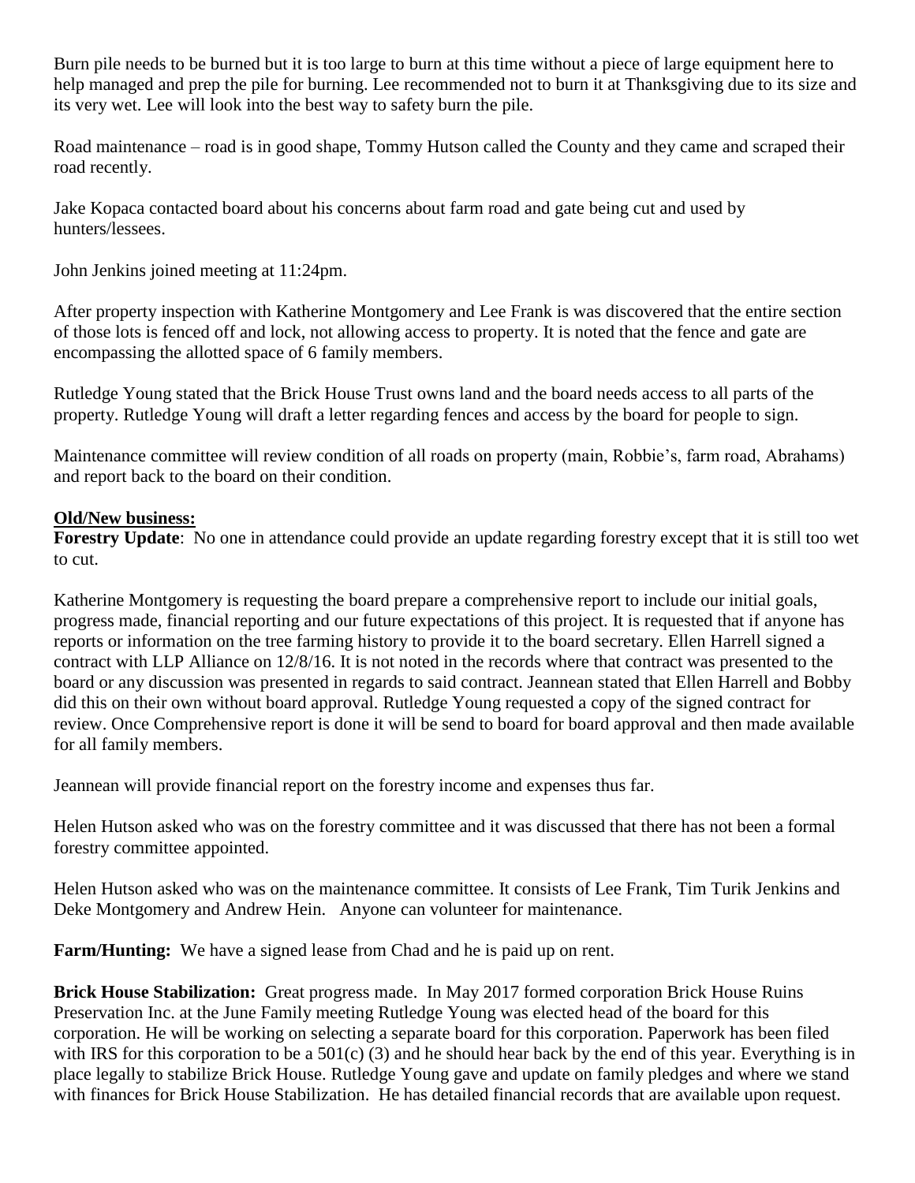Burn pile needs to be burned but it is too large to burn at this time without a piece of large equipment here to help managed and prep the pile for burning. Lee recommended not to burn it at Thanksgiving due to its size and its very wet. Lee will look into the best way to safety burn the pile.

Road maintenance – road is in good shape, Tommy Hutson called the County and they came and scraped their road recently.

Jake Kopaca contacted board about his concerns about farm road and gate being cut and used by hunters/lessees.

John Jenkins joined meeting at 11:24pm.

After property inspection with Katherine Montgomery and Lee Frank is was discovered that the entire section of those lots is fenced off and lock, not allowing access to property. It is noted that the fence and gate are encompassing the allotted space of 6 family members.

Rutledge Young stated that the Brick House Trust owns land and the board needs access to all parts of the property. Rutledge Young will draft a letter regarding fences and access by the board for people to sign.

Maintenance committee will review condition of all roads on property (main, Robbie's, farm road, Abrahams) and report back to the board on their condition.

**Old/New business:**

**Forestry Update**: No one in attendance could provide an update regarding forestry except that it is still too wet to cut.

Katherine Montgomery is requesting the board prepare a comprehensive report to include our initial goals, progress made, financial reporting and our future expectations of this project. It is requested that if anyone has reports or information on the tree farming history to provide it to the board secretary. Ellen Harrell signed a contract with LLP Alliance on 12/8/16. It is not noted in the records where that contract was presented to the board or any discussion was presented in regards to said contract. Jeannean stated that Ellen Harrell and Bobby did this on their own without board approval. Rutledge Young requested a copy of the signed contract for review. Once Comprehensive report is done it will be send to board for board approval and then made available for all family members.

Jeannean will provide financial report on the forestry income and expenses thus far.

Helen Hutson asked who was on the forestry committee and it was discussed that there has not been a formal forestry committee appointed.

Helen Hutson asked who was on the maintenance committee. It consists of Lee Frank, Tim Turik Jenkins and Deke Montgomery and Andrew Hein. Anyone can volunteer for maintenance.

**Farm/Hunting:** We have a signed lease from Chad and he is paid up on rent.

**Brick House Stabilization:** Great progress made. In May 2017 formed corporation Brick House Ruins Preservation Inc. at the June Family meeting Rutledge Young was elected head of the board for this corporation. He will be working on selecting a separate board for this corporation. Paperwork has been filed with IRS for this corporation to be a 501(c) (3) and he should hear back by the end of this year. Everything is in place legally to stabilize Brick House. Rutledge Young gave and update on family pledges and where we stand with finances for Brick House Stabilization. He has detailed financial records that are available upon request.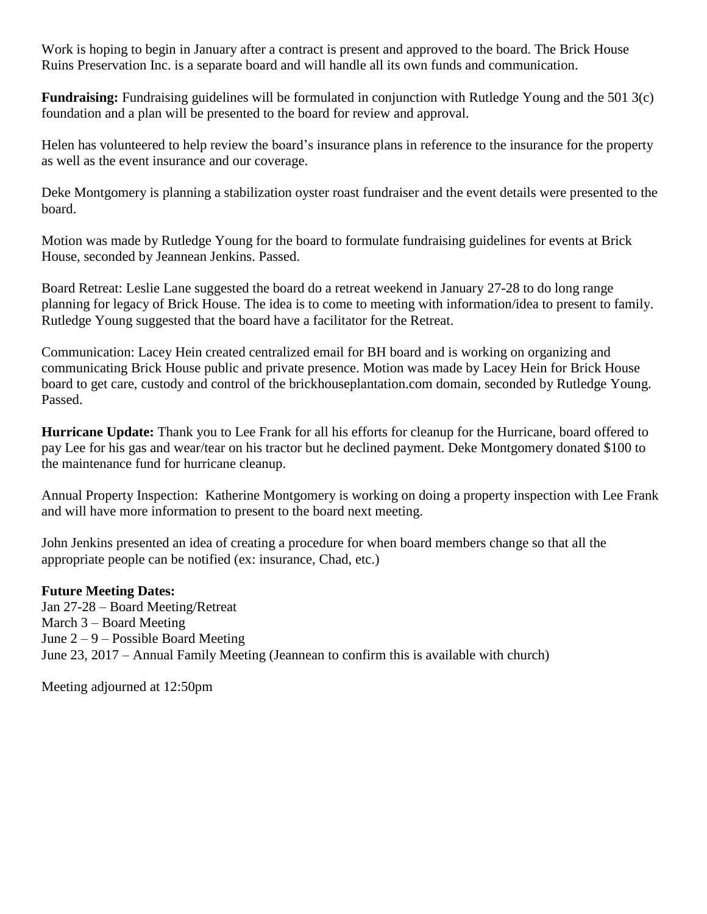Work is hoping to begin in January after a contract is present and approved to the board. The Brick House Ruins Preservation Inc. is a separate board and will handle all its own funds and communication.

**Fundraising:** Fundraising guidelines will be formulated in conjunction with Rutledge Young and the 501 3(c) foundation and a plan will be presented to the board for review and approval.

Helen has volunteered to help review the board's insurance plans in reference to the insurance for the property as well as the event insurance and our coverage.

Deke Montgomery is planning a stabilization oyster roast fundraiser and the event details were presented to the board.

Motion was made by Rutledge Young for the board to formulate fundraising guidelines for events at Brick House, seconded by Jeannean Jenkins. Passed.

Board Retreat: Leslie Lane suggested the board do a retreat weekend in January 27-28 to do long range planning for legacy of Brick House. The idea is to come to meeting with information/idea to present to family. Rutledge Young suggested that the board have a facilitator for the Retreat.

Communication: Lacey Hein created centralized email for BH board and is working on organizing and communicating Brick House public and private presence. Motion was made by Lacey Hein for Brick House board to get care, custody and control of the brickhouseplantation.com domain, seconded by Rutledge Young. Passed.

**Hurricane Update:** Thank you to Lee Frank for all his efforts for cleanup for the Hurricane, board offered to pay Lee for his gas and wear/tear on his tractor but he declined payment. Deke Montgomery donated $100 to the maintenance fund for hurricane cleanup.

Annual Property Inspection: Katherine Montgomery is working on doing a property inspection with Lee Frank and will have more information to present to the board next meeting.

John Jenkins presented an idea of creating a procedure for when board members change so that all the appropriate people can be notified (ex: insurance, Chad, etc.)

**Future Meeting Dates:**
Jan 27-28 – Board Meeting/Retreat
March 3 – Board Meeting
June 2 – 9 – Possible Board Meeting
June 23, 2017 – Annual Family Meeting (Jeannean to confirm this is available with church)

Meeting adjourned at 12:50pm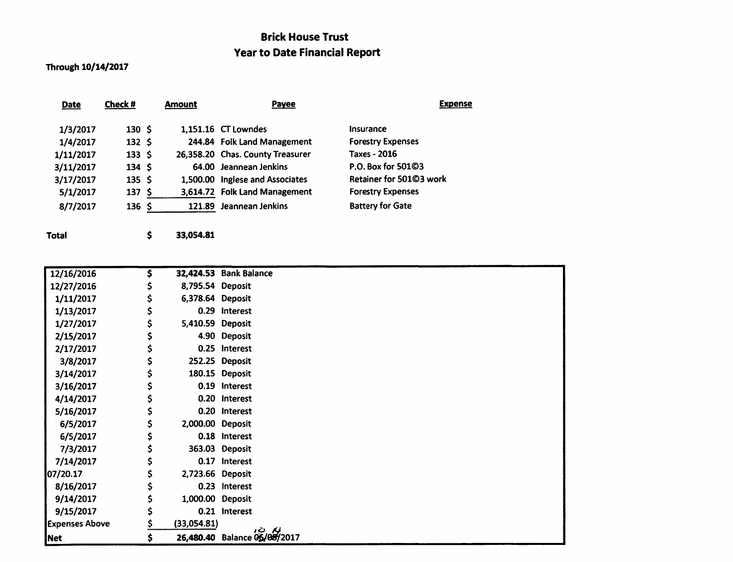# Brick House Trust
## Year to Date Financial Report

**Through 10/14/2017**

| Date | Check # | Amount | Payee | Expense |
|---|---|---|---|---|
| 1/3/2017 | 130 | $ 1,151.16 | CT Lowndes | Insurance |
| 1/4/2017 | 132 | $ 244.84 | Folk Land Management | Forestry Expenses |
| 1/11/2017 | 133 | $ 26,358.20 | Chas. County Treasurer | Taxes - 2016 |
| 3/11/2017 | 134 | $ 64.00 | Jeannean Jenkins | P.O. Box for 501©3 |
| 3/17/2017 | 135 | $ 1,500.00 | Inglese and Associates | Retainer for 501©3 work |
| 5/1/2017 | 137 | $ 3,614.72 | Folk Land Management | Forestry Expenses |
| 8/7/2017 | 136 | $ 121.89 | Jeannean Jenkins | Battery for Gate |
| **Total** | | **$ 33,054.81** | | |

| | | |
|---|---|---|
| 12/16/2016 | $ 32,424.53 | Bank Balance |
| 12/27/2016 | $ 8,795.54 | Deposit |
| 1/11/2017 | $ 6,378.64 | Deposit |
| 1/13/2017 | $ 0.29 | Interest |
| 1/27/2017 | $ 5,410.59 | Deposit |
| 2/15/2017 | $ 4.90 | Deposit |
| 2/17/2017 | $ 0.25 | Interest |
| 3/8/2017 | $ 252.25 | Deposit |
| 3/14/2017 | $ 180.15 | Deposit |
| 3/16/2017 | $ 0.19 | Interest |
| 4/14/2017 | $ 0.20 | Interest |
| 5/16/2017 | $ 0.20 | Interest |
| 6/5/2017 | $ 2,000.00 | Deposit |
| 6/5/2017 | $ 0.18 | Interest |
| 7/3/2017 | $ 363.03 | Deposit |
| 7/14/2017 | $ 0.17 | Interest |
| 07/20.17 | $ 2,723.66 | Deposit |
| 8/16/2017 | $ 0.23 | Interest |
| 9/14/2017 | $ 1,000.00 | Deposit |
| 9/15/2017 | $ 0.21 | Interest |
| Expenses Above | $ (33,054.81) | |
| **Net** | **$ 26,480.40** | Balance ~~06/08~~ 10/14/2017 |